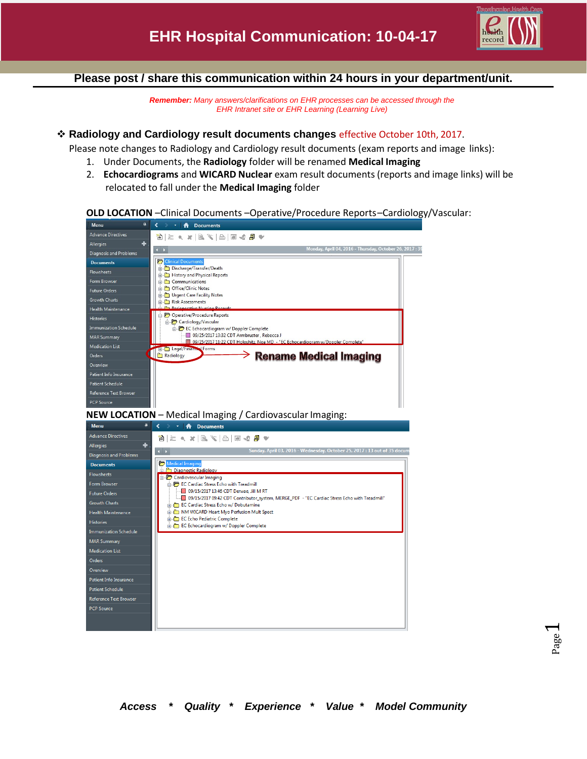# EHR Hospital Communication: 10-04-17

**Please post / share this communication within 24 hours in your department/unit.**

***Remember:*** *Many answers/clarifications on EHR processes can be accessed through the EHR Intranet site or EHR Learning (Learning Live)*

❖ **Radiology and Cardiology result documents changes** effective October 10th, 2017.

Please note changes to Radiology and Cardiology result documents (exam reports and image links):

1. Under Documents, the **Radiology** folder will be renamed **Medical Imaging**
2. **Echocardiograms** and **WICARD Nuclear** exam result documents (reports and image links) will be relocated to fall under the **Medical Imaging** folder

**OLD LOCATION** –Clinical Documents –Operative/Procedure Reports–Cardiology/Vascular:

**NEW LOCATION** – Medical Imaging / Cardiovascular Imaging:

***Access * Quality * Experience * Value * Model Community***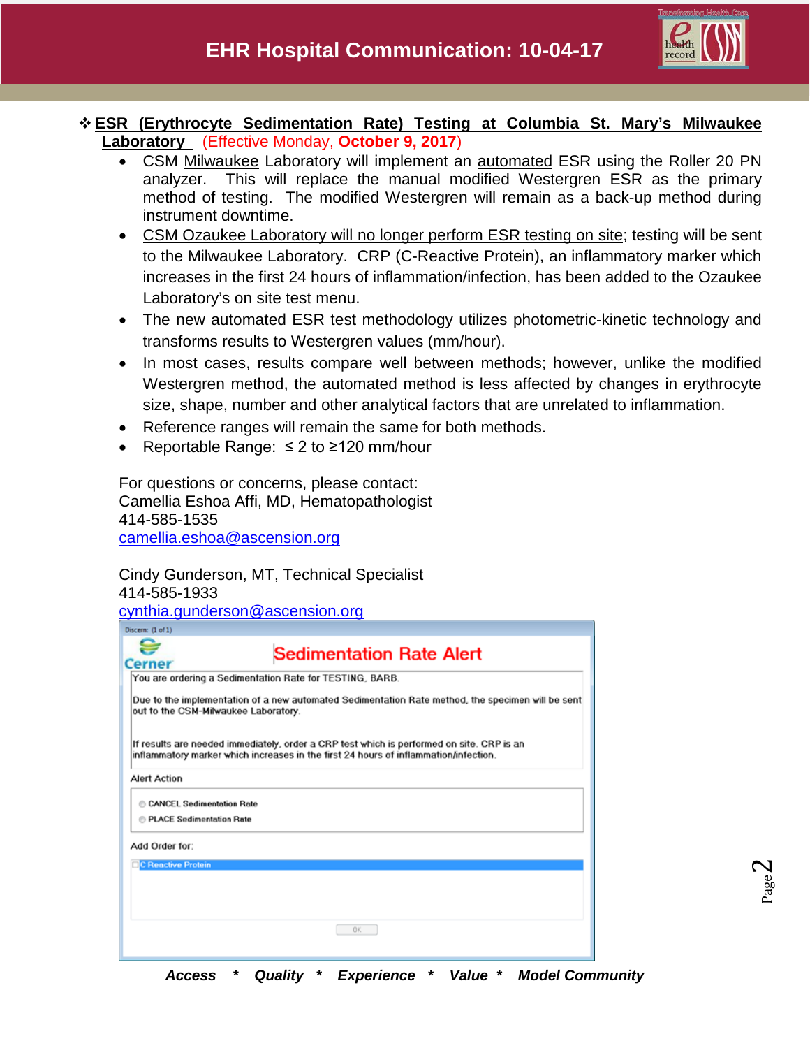# EHR Hospital Communication: 10-04-17

## ❖ ESR (Erythrocyte Sedimentation Rate) Testing at Columbia St. Mary's Milwaukee Laboratory (Effective Monday, **October 9, 2017**)

- CSM Milwaukee Laboratory will implement an automated ESR using the Roller 20 PN analyzer. This will replace the manual modified Westergren ESR as the primary method of testing. The modified Westergren will remain as a back-up method during instrument downtime.
- CSM Ozaukee Laboratory will no longer perform ESR testing on site; testing will be sent to the Milwaukee Laboratory. CRP (C-Reactive Protein), an inflammatory marker which increases in the first 24 hours of inflammation/infection, has been added to the Ozaukee Laboratory's on site test menu.
- The new automated ESR test methodology utilizes photometric-kinetic technology and transforms results to Westergren values (mm/hour).
- In most cases, results compare well between methods; however, unlike the modified Westergren method, the automated method is less affected by changes in erythrocyte size, shape, number and other analytical factors that are unrelated to inflammation.
- Reference ranges will remain the same for both methods.
- Reportable Range: ≤ 2 to ≥120 mm/hour

For questions or concerns, please contact:
Camellia Eshoa Affi, MD, Hematopathologist
414-585-1535
camellia.eshoa@ascension.org

Cindy Gunderson, MT, Technical Specialist
414-585-1933
cynthia.gunderson@ascension.org

Discern: (1 of 1)

Cerner

**Sedimentation Rate Alert**

You are ordering a Sedimentation Rate for TESTING, BARB.

Due to the implementation of a new automated Sedimentation Rate method, the specimen will be sent out to the CSM-Milwaukee Laboratory.

If results are needed immediately, order a CRP test which is performed on site. CRP is an inflammatory marker which increases in the first 24 hours of inflammation/infection.

Alert Action

- CANCEL Sedimentation Rate
- PLACE Sedimentation Rate

Add Order for:

- C Reactive Protein

OK

***Access * Quality * Experience * Value * Model Community***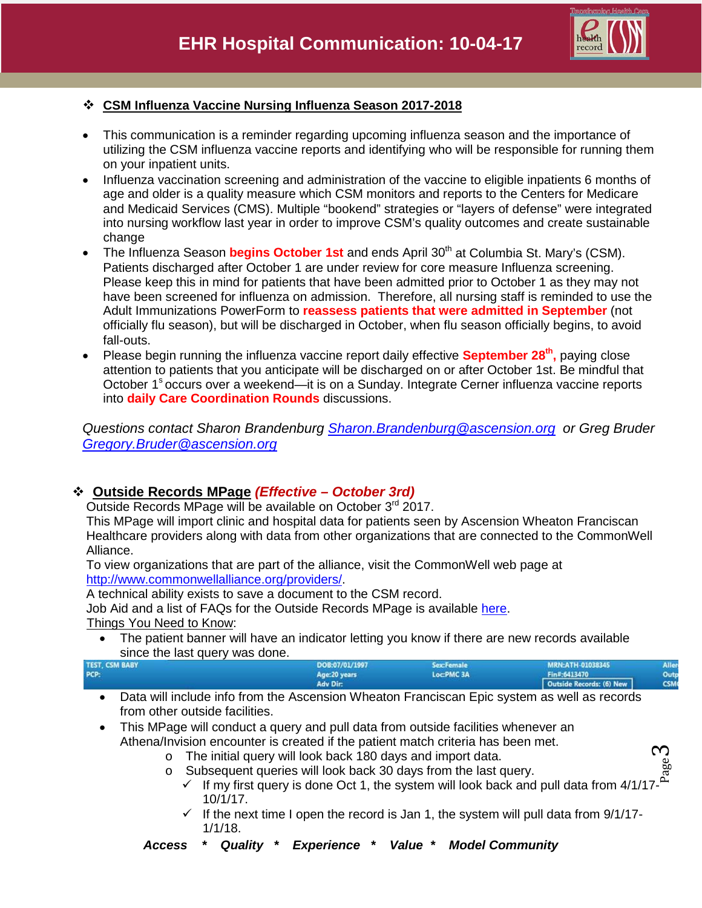# EHR Hospital Communication: 10-04-17

## ❖ CSM Influenza Vaccine Nursing Influenza Season 2017-2018

- This communication is a reminder regarding upcoming influenza season and the importance of utilizing the CSM influenza vaccine reports and identifying who will be responsible for running them on your inpatient units.
- Influenza vaccination screening and administration of the vaccine to eligible inpatients 6 months of age and older is a quality measure which CSM monitors and reports to the Centers for Medicare and Medicaid Services (CMS). Multiple "bookend" strategies or "layers of defense" were integrated into nursing workflow last year in order to improve CSM's quality outcomes and create sustainable change
- The Influenza Season **begins October 1st** and ends April 30th at Columbia St. Mary's (CSM). Patients discharged after October 1 are under review for core measure Influenza screening. Please keep this in mind for patients that have been admitted prior to October 1 as they may not have been screened for influenza on admission. Therefore, all nursing staff is reminded to use the Adult Immunizations PowerForm to **reassess patients that were admitted in September** (not officially flu season), but will be discharged in October, when flu season officially begins, to avoid fall-outs.
- Please begin running the influenza vaccine report daily effective **September 28th,** paying close attention to patients that you anticipate will be discharged on or after October 1st. Be mindful that October 1s occurs over a weekend—it is on a Sunday. Integrate Cerner influenza vaccine reports into **daily Care Coordination Rounds** discussions.

*Questions contact Sharon Brandenburg Sharon.Brandenburg@ascension.org or Greg Bruder Gregory.Bruder@ascension.org*

## ❖ Outside Records MPage *(Effective – October 3rd)*

Outside Records MPage will be available on October 3rd 2017.

This MPage will import clinic and hospital data for patients seen by Ascension Wheaton Franciscan Healthcare providers along with data from other organizations that are connected to the CommonWell Alliance.

To view organizations that are part of the alliance, visit the CommonWell web page at http://www.commonwellalliance.org/providers/.

A technical ability exists to save a document to the CSM record.

Job Aid and a list of FAQs for the Outside Records MPage is available here.

Things You Need to Know:

- The patient banner will have an indicator letting you know if there are new records available since the last query was done.

| TEST, CSM BABY | DOB:07/01/1997 | Sex:Female | MRN:ATH-01038345 | Aller |
|---|---|---|---|---|
| PCP: | Age:20 years | Loc:PMC 3A | Fin#:6413470 | Outp |
| | Adv Dir: | | Outside Records: (6) New | CSM |

- Data will include info from the Ascension Wheaton Franciscan Epic system as well as records from other outside facilities.
- This MPage will conduct a query and pull data from outside facilities whenever an Athena/Invision encounter is created if the patient match criteria has been met.
  - The initial query will look back 180 days and import data.
  - Subsequent queries will look back 30 days from the last query.
    - ✓ If my first query is done Oct 1, the system will look back and pull data from 4/1/17-10/1/17.
    - ✓ If the next time I open the record is Jan 1, the system will pull data from 9/1/17-1/1/18.

***Access * Quality * Experience * Value * Model Community***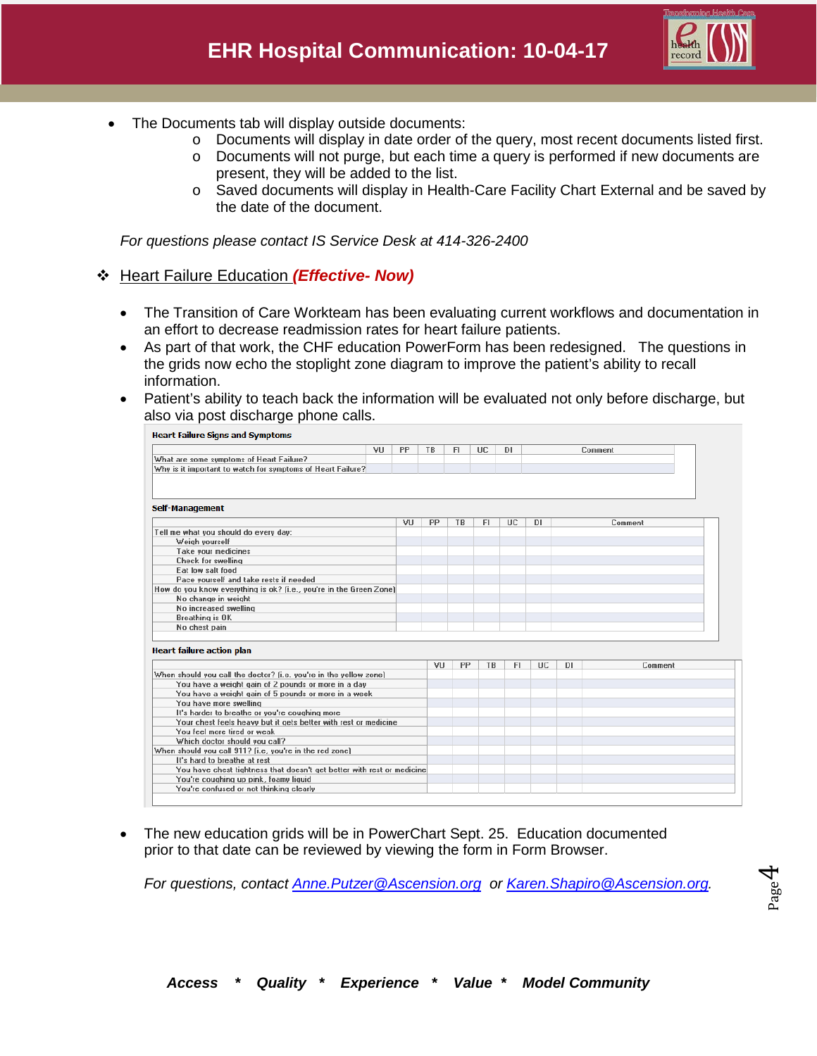- The Documents tab will display outside documents:
  - Documents will display in date order of the query, most recent documents listed first.
  - Documents will not purge, but each time a query is performed if new documents are present, they will be added to the list.
  - Saved documents will display in Health-Care Facility Chart External and be saved by the date of the document.

*For questions please contact IS Service Desk at 414-326-2400*

## ❖ Heart Failure Education ***(Effective- Now)***

- The Transition of Care Workteam has been evaluating current workflows and documentation in an effort to decrease readmission rates for heart failure patients.
- As part of that work, the CHF education PowerForm has been redesigned. The questions in the grids now echo the stoplight zone diagram to improve the patient's ability to recall information.
- Patient's ability to teach back the information will be evaluated not only before discharge, but also via post discharge phone calls.

**Heart Failure Signs and Symptoms**

| | VU | PP | TB | FI | UC | DI | Comment |
|---|---|---|---|---|---|---|---|
| What are some symptoms of Heart Failure? | | | | | | | |
| Why is it important to watch for symptoms of Heart Failure? | | | | | | | |

**Self-Management**

| | VU | PP | TB | FI | UC | DI | Comment |
|---|---|---|---|---|---|---|---|
| Tell me what you should do every day: | | | | | | | |
| Weigh yourself | | | | | | | |
| Take your medicines | | | | | | | |
| Check for swelling | | | | | | | |
| Eat low salt food | | | | | | | |
| Pace yourself and take rests if needed | | | | | | | |
| How do you know everything is ok? (i.e., you're in the Green Zone) | | | | | | | |
| No change in weight | | | | | | | |
| No increased swelling | | | | | | | |
| Breathing is OK | | | | | | | |
| No chest pain | | | | | | | |

**Heart failure action plan**

| | VU | PP | TB | FI | UC | DI | Comment |
|---|---|---|---|---|---|---|---|
| When should you call the doctor? (i.e. you're in the yellow zone) | | | | | | | |
| You have a weight gain of 2 pounds or more in a day | | | | | | | |
| You have a weight gain of 5 pounds or more in a week | | | | | | | |
| You have more swelling | | | | | | | |
| It's harder to breathe or you're coughing more | | | | | | | |
| Your chest feels heavy but it gets better with rest or medicine | | | | | | | |
| You feel more tired or weak | | | | | | | |
| Which doctor should you call? | | | | | | | |
| When should you call 911? (i.e. you're in the red zone) | | | | | | | |
| It's hard to breathe at rest | | | | | | | |
| You have chest tightness that doesn't get better with rest or medicine | | | | | | | |
| You're coughing up pink, foamy liquid | | | | | | | |
| You're confused or not thinking clearly | | | | | | | |

- The new education grids will be in PowerChart Sept. 25. Education documented prior to that date can be reviewed by viewing the form in Form Browser.

*For questions, contact [Anne.Putzer@Ascension.org](mailto:Anne.Putzer@Ascension.org) or [Karen.Shapiro@Ascension.org](mailto:Karen.Shapiro@Ascension.org).*